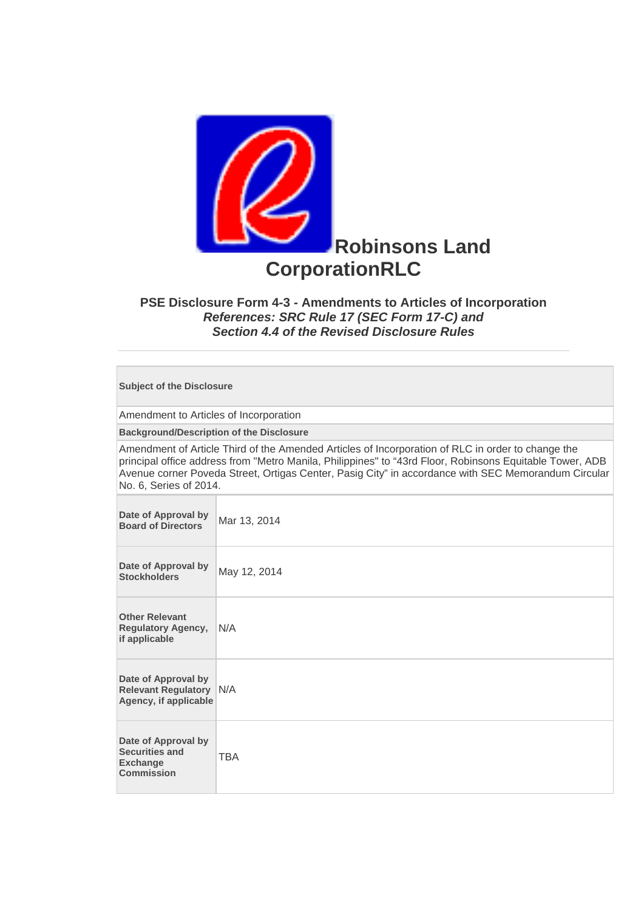# Robinsons Land CorporationRLC

### PSE Disclosure Form 4-3 - Amendments to Articles of Incorporation

*References: SRC Rule 17 (SEC Form 17-C) and*
*Section 4.4 of the Revised Disclosure Rules*

---

**Subject of the Disclosure**

Amendment to Articles of Incorporation

**Background/Description of the Disclosure**

Amendment of Article Third of the Amended Articles of Incorporation of RLC in order to change the principal office address from "Metro Manila, Philippines" to "43rd Floor, Robinsons Equitable Tower, ADB Avenue corner Poveda Street, Ortigas Center, Pasig City" in accordance with SEC Memorandum Circular No. 6, Series of 2014.

| | |
|---|---|
| **Date of Approval by Board of Directors** | Mar 13, 2014 |
| **Date of Approval by Stockholders** | May 12, 2014 |
| **Other Relevant Regulatory Agency, if applicable** | N/A |
| **Date of Approval by Relevant Regulatory Agency, if applicable** | N/A |
| **Date of Approval by Securities and Exchange Commission** | TBA |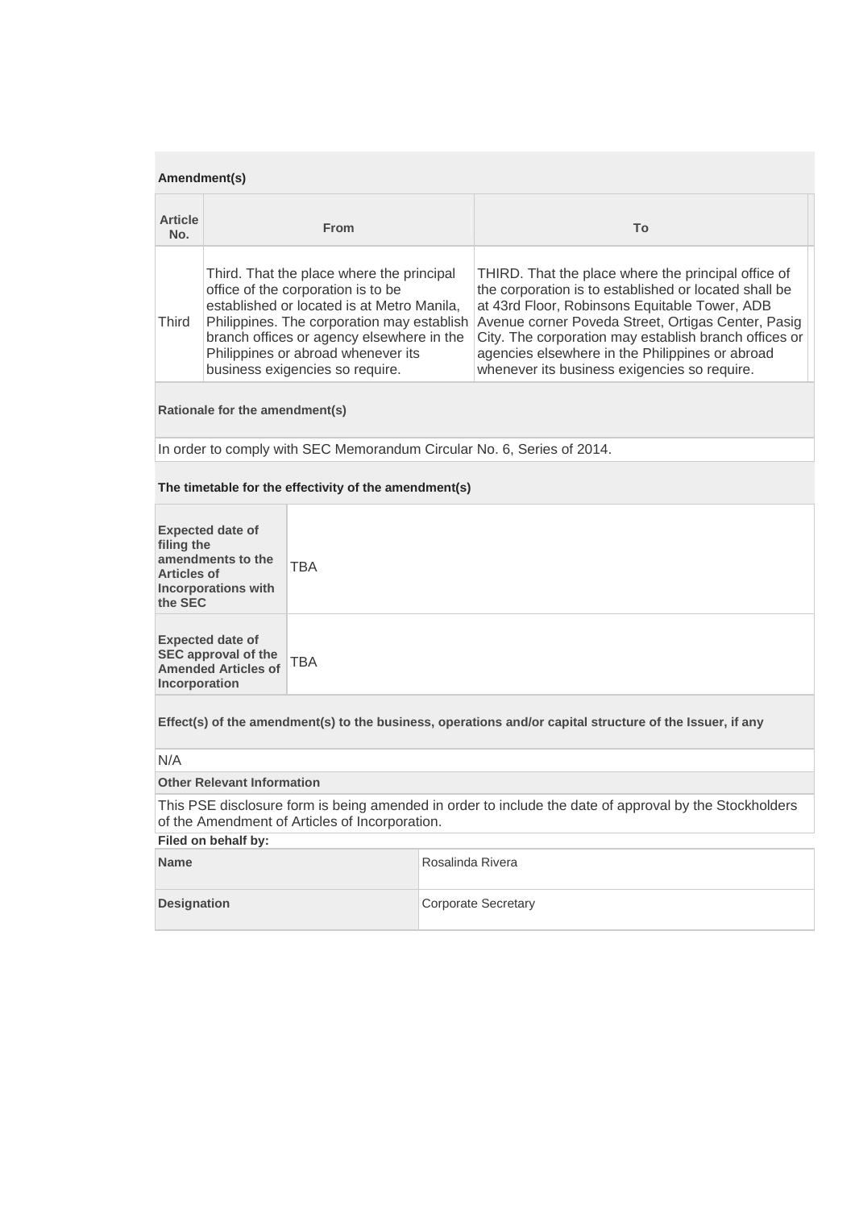**Amendment(s)**

| Article No. | From | To |
|---|---|---|
| Third | Third. That the place where the principal office of the corporation is to be established or located is at Metro Manila, Philippines. The corporation may establish branch offices or agency elsewhere in the Philippines or abroad whenever its business exigencies so require. | THIRD. That the place where the principal office of the corporation is to established or located shall be at 43rd Floor, Robinsons Equitable Tower, ADB Avenue corner Poveda Street, Ortigas Center, Pasig City. The corporation may establish branch offices or agencies elsewhere in the Philippines or abroad whenever its business exigencies so require. |

**Rationale for the amendment(s)**

In order to comply with SEC Memorandum Circular No. 6, Series of 2014.

**The timetable for the effectivity of the amendment(s)**

| | |
|---|---|
| **Expected date of filing the amendments to the Articles of Incorporations with the SEC** | TBA |
| **Expected date of SEC approval of the Amended Articles of Incorporation** | TBA |

**Effect(s) of the amendment(s) to the business, operations and/or capital structure of the Issuer, if any**

N/A

**Other Relevant Information**

This PSE disclosure form is being amended in order to include the date of approval by the Stockholders of the Amendment of Articles of Incorporation.

**Filed on behalf by:**

| | |
|---|---|
| **Name** | Rosalinda Rivera |
| **Designation** | Corporate Secretary |